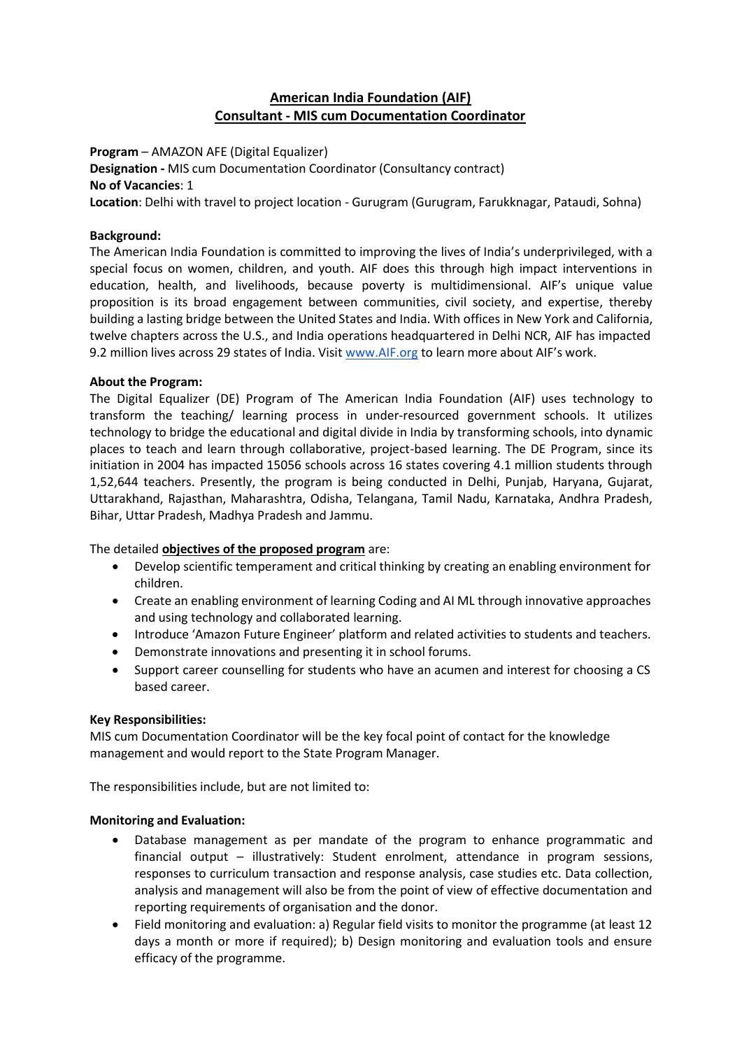# American India Foundation (AIF)
## Consultant - MIS cum Documentation Coordinator

**Program** – AMAZON AFE (Digital Equalizer)
**Designation -** MIS cum Documentation Coordinator (Consultancy contract)
**No of Vacancies**: 1
**Location**: Delhi with travel to project location - Gurugram (Gurugram, Farukknagar, Pataudi, Sohna)

**Background:**
The American India Foundation is committed to improving the lives of India's underprivileged, with a special focus on women, children, and youth. AIF does this through high impact interventions in education, health, and livelihoods, because poverty is multidimensional. AIF's unique value proposition is its broad engagement between communities, civil society, and expertise, thereby building a lasting bridge between the United States and India. With offices in New York and California, twelve chapters across the U.S., and India operations headquartered in Delhi NCR, AIF has impacted 9.2 million lives across 29 states of India. Visit [www.AIF.org](http://www.AIF.org) to learn more about AIF's work.

**About the Program:**
The Digital Equalizer (DE) Program of The American India Foundation (AIF) uses technology to transform the teaching/ learning process in under-resourced government schools. It utilizes technology to bridge the educational and digital divide in India by transforming schools, into dynamic places to teach and learn through collaborative, project-based learning. The DE Program, since its initiation in 2004 has impacted 15056 schools across 16 states covering 4.1 million students through 1,52,644 teachers. Presently, the program is being conducted in Delhi, Punjab, Haryana, Gujarat, Uttarakhand, Rajasthan, Maharashtra, Odisha, Telangana, Tamil Nadu, Karnataka, Andhra Pradesh, Bihar, Uttar Pradesh, Madhya Pradesh and Jammu.

The detailed **objectives of the proposed program** are:

- Develop scientific temperament and critical thinking by creating an enabling environment for children.
- Create an enabling environment of learning Coding and AI ML through innovative approaches and using technology and collaborated learning.
- Introduce 'Amazon Future Engineer' platform and related activities to students and teachers.
- Demonstrate innovations and presenting it in school forums.
- Support career counselling for students who have an acumen and interest for choosing a CS based career.

**Key Responsibilities:**
MIS cum Documentation Coordinator will be the key focal point of contact for the knowledge management and would report to the State Program Manager.

The responsibilities include, but are not limited to:

**Monitoring and Evaluation:**

- Database management as per mandate of the program to enhance programmatic and financial output – illustratively: Student enrolment, attendance in program sessions, responses to curriculum transaction and response analysis, case studies etc. Data collection, analysis and management will also be from the point of view of effective documentation and reporting requirements of organisation and the donor.
- Field monitoring and evaluation: a) Regular field visits to monitor the programme (at least 12 days a month or more if required); b) Design monitoring and evaluation tools and ensure efficacy of the programme.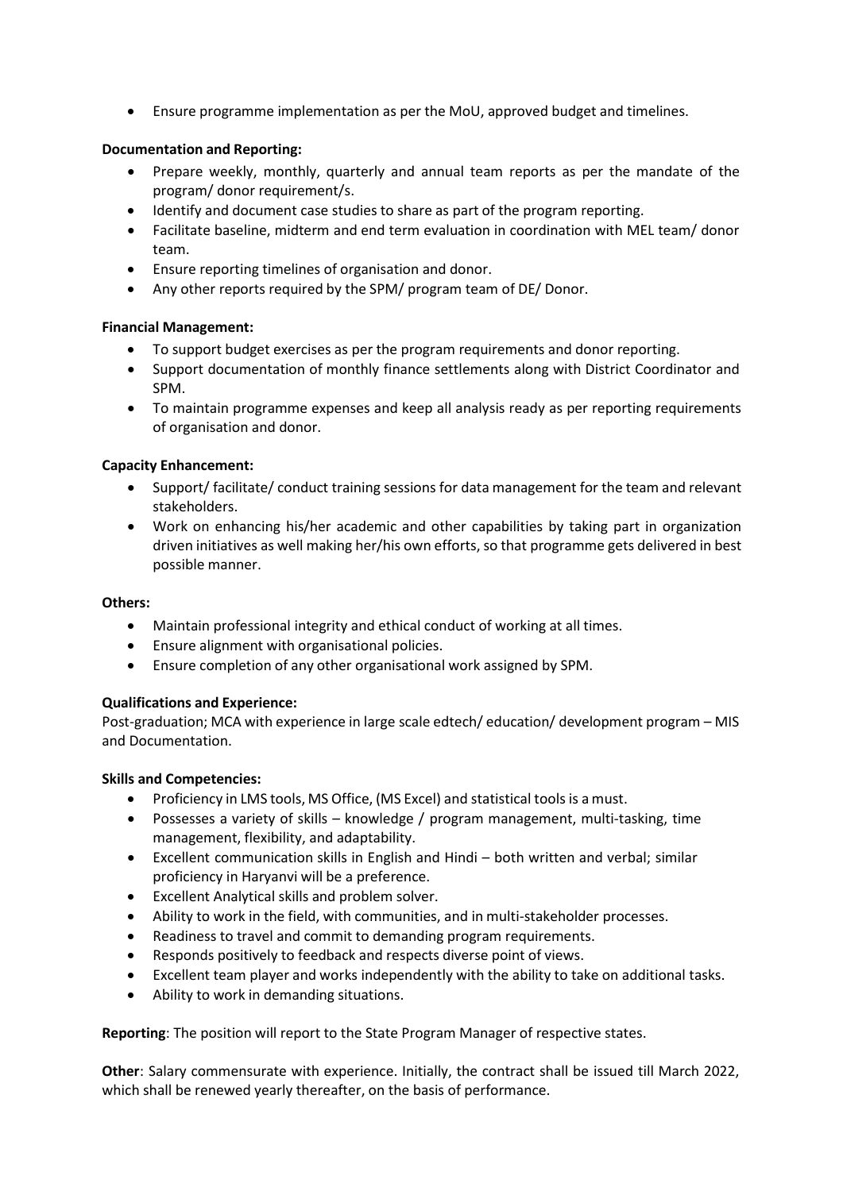- Ensure programme implementation as per the MoU, approved budget and timelines.

**Documentation and Reporting:**

- Prepare weekly, monthly, quarterly and annual team reports as per the mandate of the program/ donor requirement/s.
- Identify and document case studies to share as part of the program reporting.
- Facilitate baseline, midterm and end term evaluation in coordination with MEL team/ donor team.
- Ensure reporting timelines of organisation and donor.
- Any other reports required by the SPM/ program team of DE/ Donor.

**Financial Management:**

- To support budget exercises as per the program requirements and donor reporting.
- Support documentation of monthly finance settlements along with District Coordinator and SPM.
- To maintain programme expenses and keep all analysis ready as per reporting requirements of organisation and donor.

**Capacity Enhancement:**

- Support/ facilitate/ conduct training sessions for data management for the team and relevant stakeholders.
- Work on enhancing his/her academic and other capabilities by taking part in organization driven initiatives as well making her/his own efforts, so that programme gets delivered in best possible manner.

**Others:**

- Maintain professional integrity and ethical conduct of working at all times.
- Ensure alignment with organisational policies.
- Ensure completion of any other organisational work assigned by SPM.

**Qualifications and Experience:**

Post-graduation; MCA with experience in large scale edtech/ education/ development program – MIS and Documentation.

**Skills and Competencies:**

- Proficiency in LMS tools, MS Office, (MS Excel) and statistical tools is a must.
- Possesses a variety of skills – knowledge / program management, multi-tasking, time management, flexibility, and adaptability.
- Excellent communication skills in English and Hindi – both written and verbal; similar proficiency in Haryanvi will be a preference.
- Excellent Analytical skills and problem solver.
- Ability to work in the field, with communities, and in multi-stakeholder processes.
- Readiness to travel and commit to demanding program requirements.
- Responds positively to feedback and respects diverse point of views.
- Excellent team player and works independently with the ability to take on additional tasks.
- Ability to work in demanding situations.

**Reporting**: The position will report to the State Program Manager of respective states.

**Other**: Salary commensurate with experience. Initially, the contract shall be issued till March 2022, which shall be renewed yearly thereafter, on the basis of performance.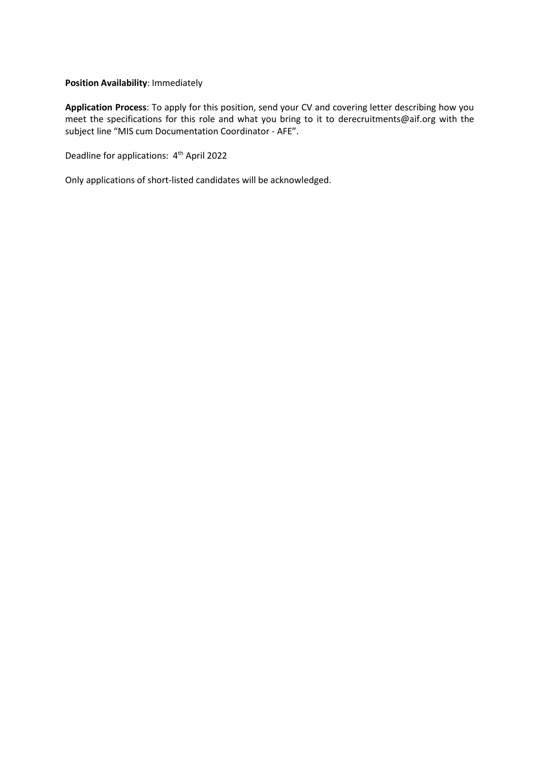**Position Availability**: Immediately

**Application Process**: To apply for this position, send your CV and covering letter describing how you meet the specifications for this role and what you bring to it to derecruitments@aif.org with the subject line "MIS cum Documentation Coordinator - AFE".

Deadline for applications: 4th April 2022

Only applications of short-listed candidates will be acknowledged.